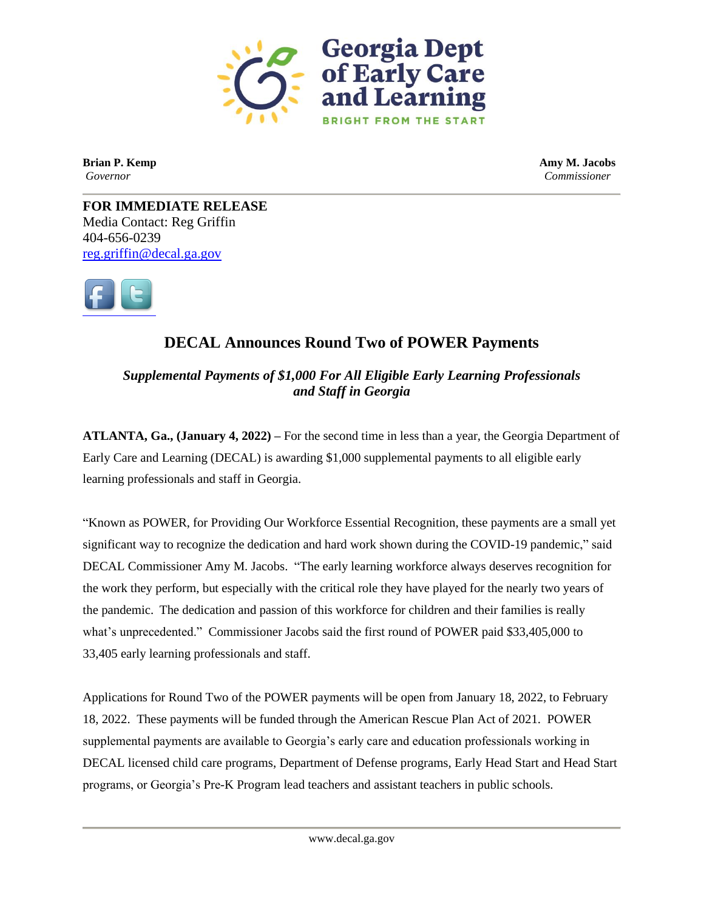Georgia Dept of Early Care and Learning

BRIGHT FROM THE START

**Brian P. Kemp**
*Governor*

**Amy M. Jacobs**
*Commissioner*

**FOR IMMEDIATE RELEASE**
Media Contact: Reg Griffin
404-656-0239
reg.griffin@decal.ga.gov

## DECAL Announces Round Two of POWER Payments

### *Supplemental Payments of $1,000 For All Eligible Early Learning Professionals and Staff in Georgia*

**ATLANTA, Ga., (January 4, 2022) –** For the second time in less than a year, the Georgia Department of Early Care and Learning (DECAL) is awarding $1,000 supplemental payments to all eligible early learning professionals and staff in Georgia.

"Known as POWER, for Providing Our Workforce Essential Recognition, these payments are a small yet significant way to recognize the dedication and hard work shown during the COVID-19 pandemic," said DECAL Commissioner Amy M. Jacobs. "The early learning workforce always deserves recognition for the work they perform, but especially with the critical role they have played for the nearly two years of the pandemic. The dedication and passion of this workforce for children and their families is really what's unprecedented." Commissioner Jacobs said the first round of POWER paid $33,405,000 to 33,405 early learning professionals and staff.

Applications for Round Two of the POWER payments will be open from January 18, 2022, to February 18, 2022. These payments will be funded through the American Rescue Plan Act of 2021. POWER supplemental payments are available to Georgia's early care and education professionals working in DECAL licensed child care programs, Department of Defense programs, Early Head Start and Head Start programs, or Georgia's Pre-K Program lead teachers and assistant teachers in public schools.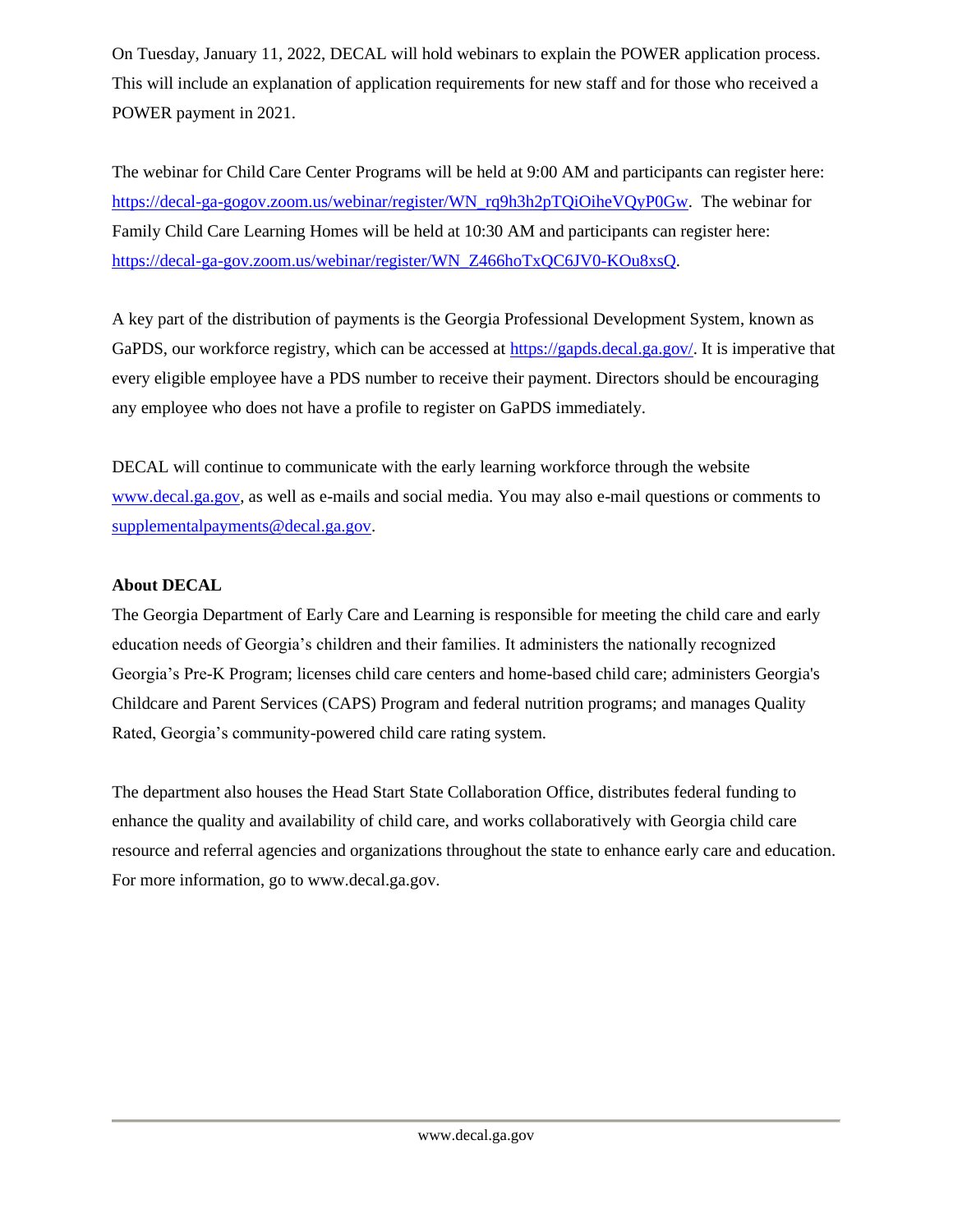On Tuesday, January 11, 2022, DECAL will hold webinars to explain the POWER application process. This will include an explanation of application requirements for new staff and for those who received a POWER payment in 2021.

The webinar for Child Care Center Programs will be held at 9:00 AM and participants can register here: https://decal-ga-gogov.zoom.us/webinar/register/WN_rq9h3h2pTQiOiheVQyP0Gw. The webinar for Family Child Care Learning Homes will be held at 10:30 AM and participants can register here: https://decal-ga-gov.zoom.us/webinar/register/WN_Z466hoTxQC6JV0-KOu8xsQ.

A key part of the distribution of payments is the Georgia Professional Development System, known as GaPDS, our workforce registry, which can be accessed at https://gapds.decal.ga.gov/. It is imperative that every eligible employee have a PDS number to receive their payment. Directors should be encouraging any employee who does not have a profile to register on GaPDS immediately.

DECAL will continue to communicate with the early learning workforce through the website www.decal.ga.gov, as well as e-mails and social media. You may also e-mail questions or comments to supplementalpayments@decal.ga.gov.

**About DECAL**

The Georgia Department of Early Care and Learning is responsible for meeting the child care and early education needs of Georgia's children and their families. It administers the nationally recognized Georgia's Pre-K Program; licenses child care centers and home-based child care; administers Georgia's Childcare and Parent Services (CAPS) Program and federal nutrition programs; and manages Quality Rated, Georgia's community-powered child care rating system.

The department also houses the Head Start State Collaboration Office, distributes federal funding to enhance the quality and availability of child care, and works collaboratively with Georgia child care resource and referral agencies and organizations throughout the state to enhance early care and education. For more information, go to www.decal.ga.gov.